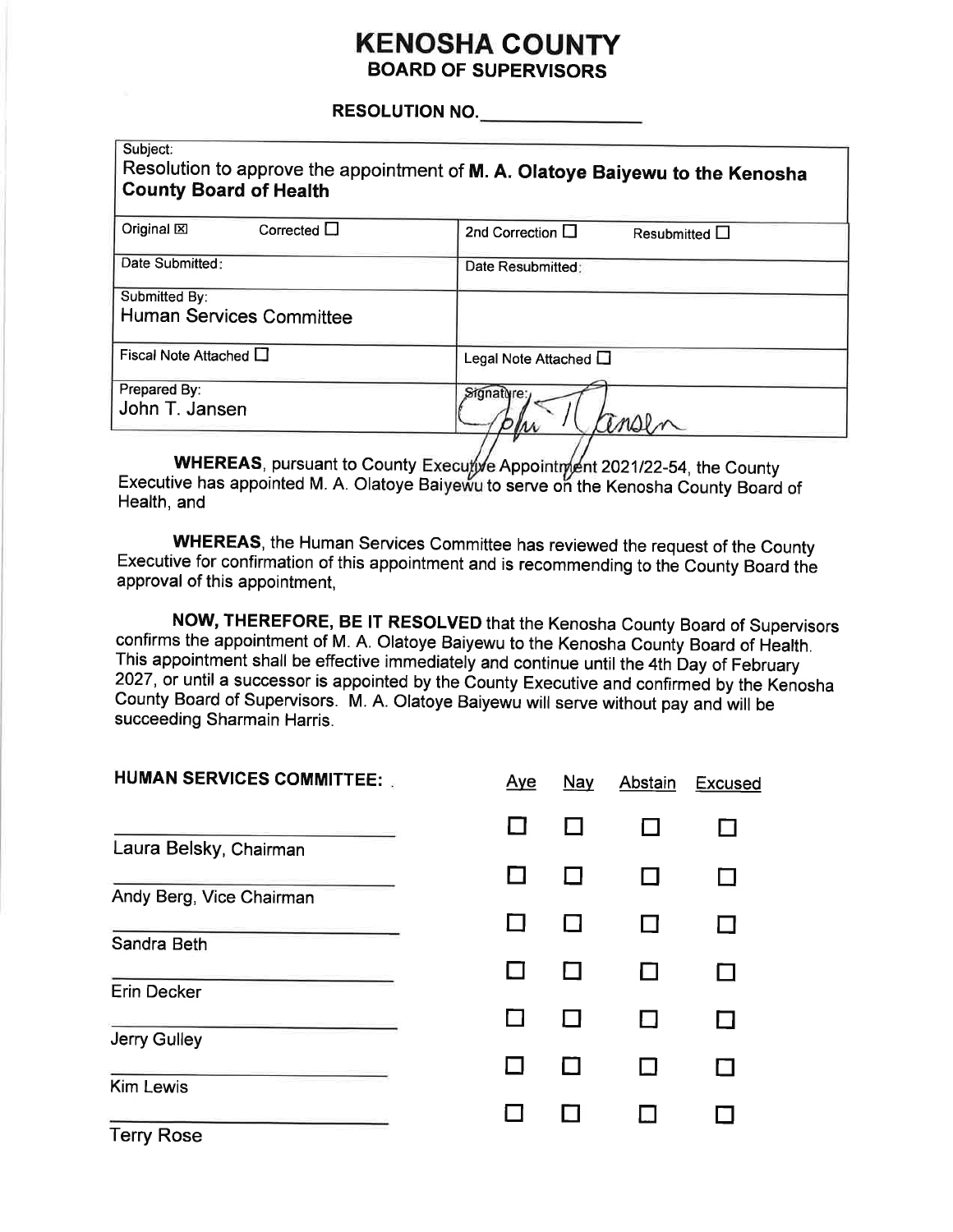# KENOSHA COUNTY

## BOARD OF SUPERVISORS

**RESOLUTION NO.________________**

| Subject: Resolution to approve the appointment of **M. A. Olatoye Baiyewu to the Kenosha County Board of Health** | |
|---|---|
| Original ☒ Corrected ☐ | 2nd Correction ☐ Resubmitted ☐ |
| Date Submitted: | Date Resubmitted: |
| Submitted By: Human Services Committee | |
| Fiscal Note Attached ☐ | Legal Note Attached ☐ |
| Prepared By: John T. Jansen | Signature: John T. Jansen |

**WHEREAS**, pursuant to County Executive Appointment 2021/22-54, the County Executive has appointed M. A. Olatoye Baiyewu to serve on the Kenosha County Board of Health, and

**WHEREAS**, the Human Services Committee has reviewed the request of the County Executive for confirmation of this appointment and is recommending to the County Board the approval of this appointment,

**NOW, THEREFORE, BE IT RESOLVED** that the Kenosha County Board of Supervisors confirms the appointment of M. A. Olatoye Baiyewu to the Kenosha County Board of Health. This appointment shall be effective immediately and continue until the 4th Day of February 2027, or until a successor is appointed by the County Executive and confirmed by the Kenosha County Board of Supervisors. M. A. Olatoye Baiyewu will serve without pay and will be succeeding Sharmain Harris.

| HUMAN SERVICES COMMITTEE: | Aye | Nay | Abstain | Excused |
|---|---|---|---|---|
| Laura Belsky, Chairman | ☐ | ☐ | ☐ | ☐ |
| Andy Berg, Vice Chairman | ☐ | ☐ | ☐ | ☐ |
| Sandra Beth | ☐ | ☐ | ☐ | ☐ |
| Erin Decker | ☐ | ☐ | ☐ | ☐ |
| Jerry Gulley | ☐ | ☐ | ☐ | ☐ |
| Kim Lewis | ☐ | ☐ | ☐ | ☐ |
| Terry Rose | ☐ | ☐ | ☐ | ☐ |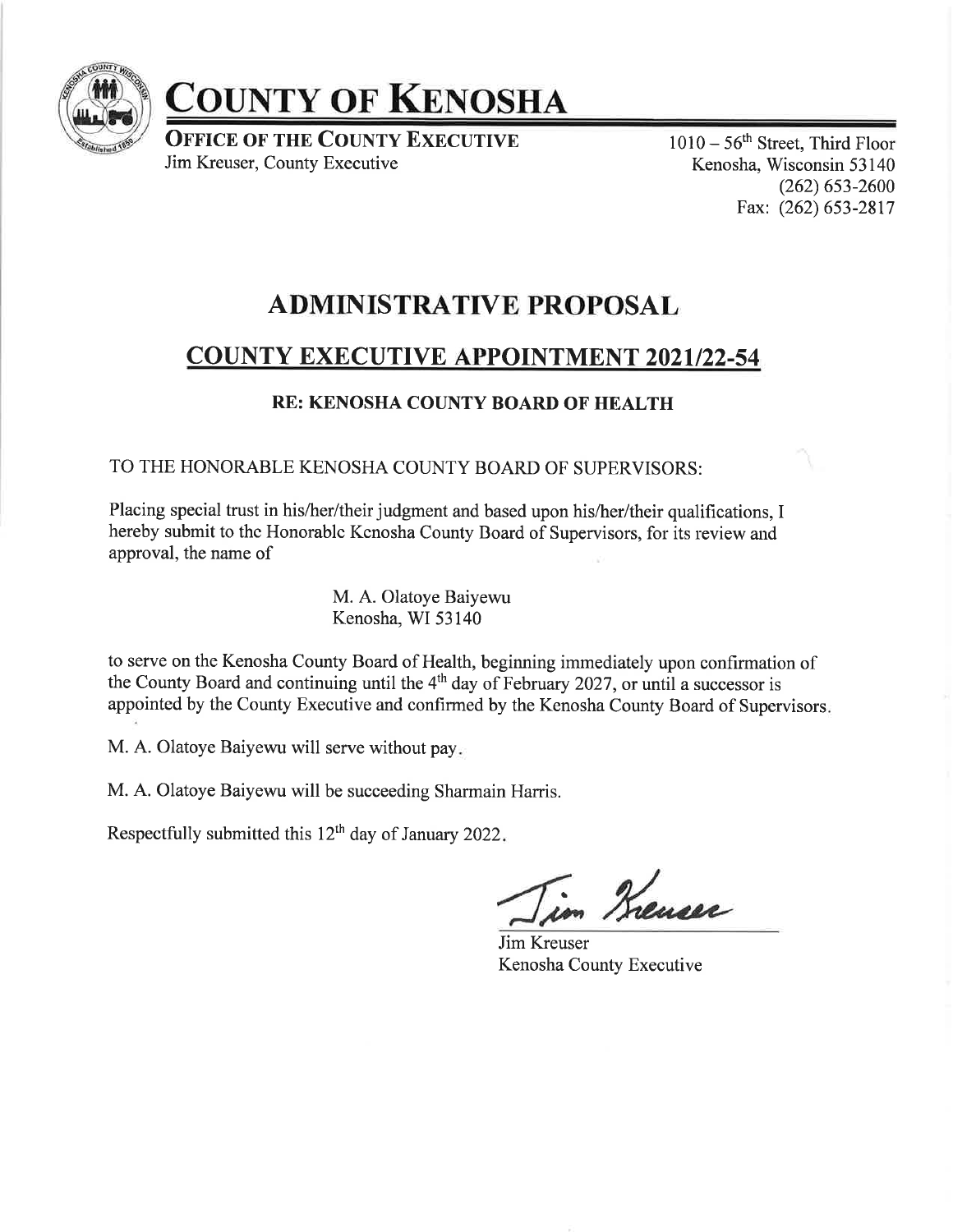# COUNTY OF KENOSHA

**OFFICE OF THE COUNTY EXECUTIVE**
Jim Kreuser, County Executive

1010 – 56th Street, Third Floor
Kenosha, Wisconsin 53140
(262) 653-2600
Fax: (262) 653-2817

## ADMINISTRATIVE PROPOSAL

## COUNTY EXECUTIVE APPOINTMENT 2021/22-54

### RE: KENOSHA COUNTY BOARD OF HEALTH

TO THE HONORABLE KENOSHA COUNTY BOARD OF SUPERVISORS:

Placing special trust in his/her/their judgment and based upon his/her/their qualifications, I hereby submit to the Honorable Kenosha County Board of Supervisors, for its review and approval, the name of

M. A. Olatoye Baiyewu
Kenosha, WI 53140

to serve on the Kenosha County Board of Health, beginning immediately upon confirmation of the County Board and continuing until the 4th day of February 2027, or until a successor is appointed by the County Executive and confirmed by the Kenosha County Board of Supervisors.

M. A. Olatoye Baiyewu will serve without pay.

M. A. Olatoye Baiyewu will be succeeding Sharmain Harris.

Respectfully submitted this 12th day of January 2022.

Jim Kreuser
Jim Kreuser
Kenosha County Executive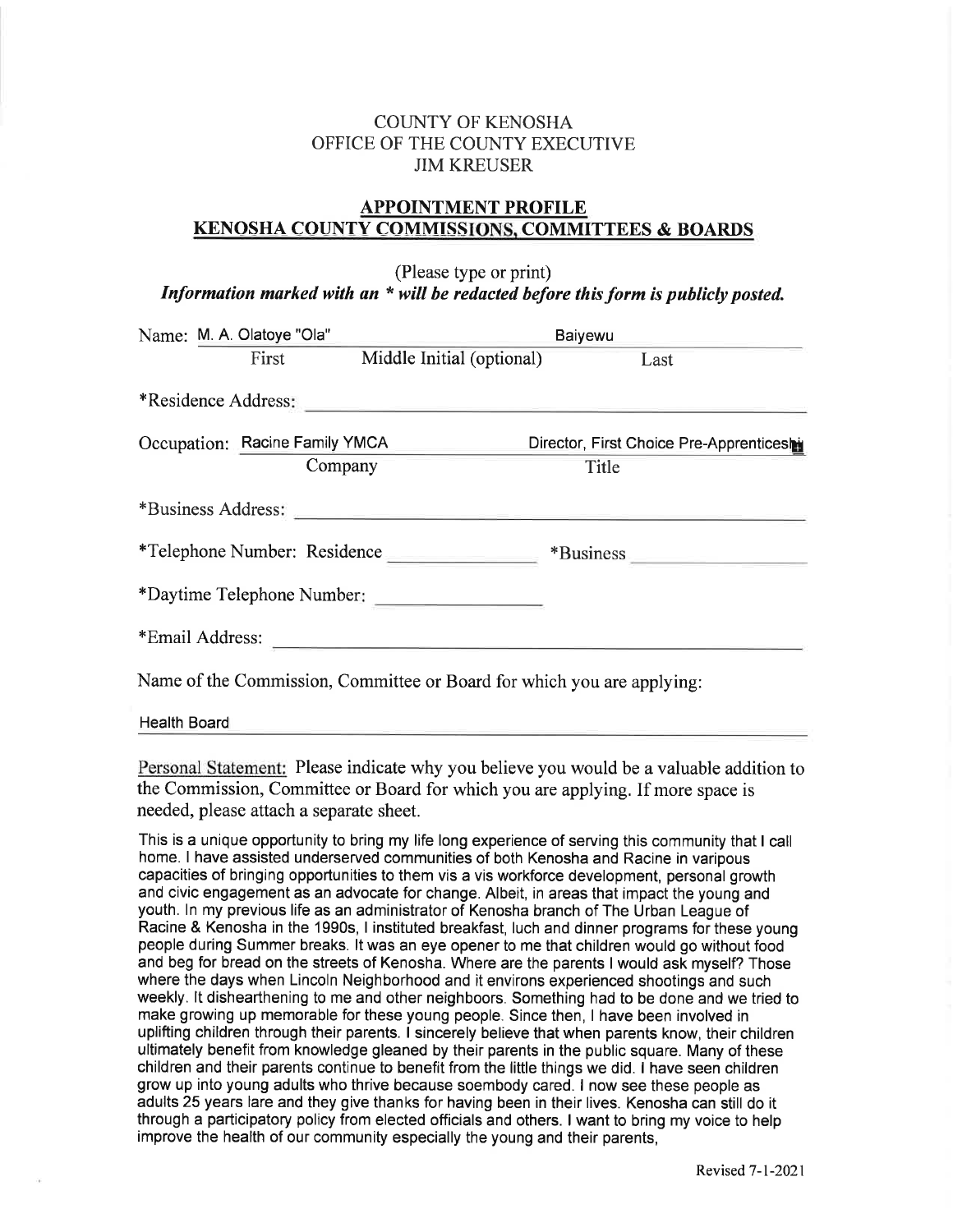COUNTY OF KENOSHA
OFFICE OF THE COUNTY EXECUTIVE
JIM KREUSER

## APPOINTMENT PROFILE
## KENOSHA COUNTY COMMISSIONS, COMMITTEES & BOARDS

(Please type or print)

***Information marked with an * will be redacted before this form is publicly posted.***

Name: M. A. Olatoye "Ola" (First) ______ (Middle Initial (optional)) Baiyewu (Last)

*Residence Address: ______

Occupation: Racine Family YMCA (Company) Director, First Choice Pre-Apprenticeshi (Title)

*Business Address: ______

*Telephone Number: Residence ______ *Business ______

*Daytime Telephone Number: ______

*Email Address: ______

Name of the Commission, Committee or Board for which you are applying:

Health Board

Personal Statement: Please indicate why you believe you would be a valuable addition to the Commission, Committee or Board for which you are applying. If more space is needed, please attach a separate sheet.

This is a unique opportunity to bring my life long experience of serving this community that I call home. I have assisted underserved communities of both Kenosha and Racine in varipous capacities of bringing opportunities to them vis a vis workforce development, personal growth and civic engagement as an advocate for change. Albeit, in areas that impact the young and youth. In my previous life as an administrator of Kenosha branch of The Urban League of Racine & Kenosha in the 1990s, I instituted breakfast, luch and dinner programs for these young people during Summer breaks. It was an eye opener to me that children would go without food and beg for bread on the streets of Kenosha. Where are the parents I would ask myself? Those where the days when Lincoln Neighborhood and it environs experienced shootings and such weekly. It dishearthening to me and other neighboors. Something had to be done and we tried to make growing up memorable for these young people. Since then, I have been involved in uplifting children through their parents. I sincerely believe that when parents know, their children ultimately benefit from knowledge gleaned by their parents in the public square. Many of these children and their parents continue to benefit from the little things we did. I have seen children grow up into young adults who thrive because soembody cared. I now see these people as adults 25 years lare and they give thanks for having been in their lives. Kenosha can still do it through a participatory policy from elected officials and others. I want to bring my voice to help improve the health of our community especially the young and their parents,

Revised 7-1-2021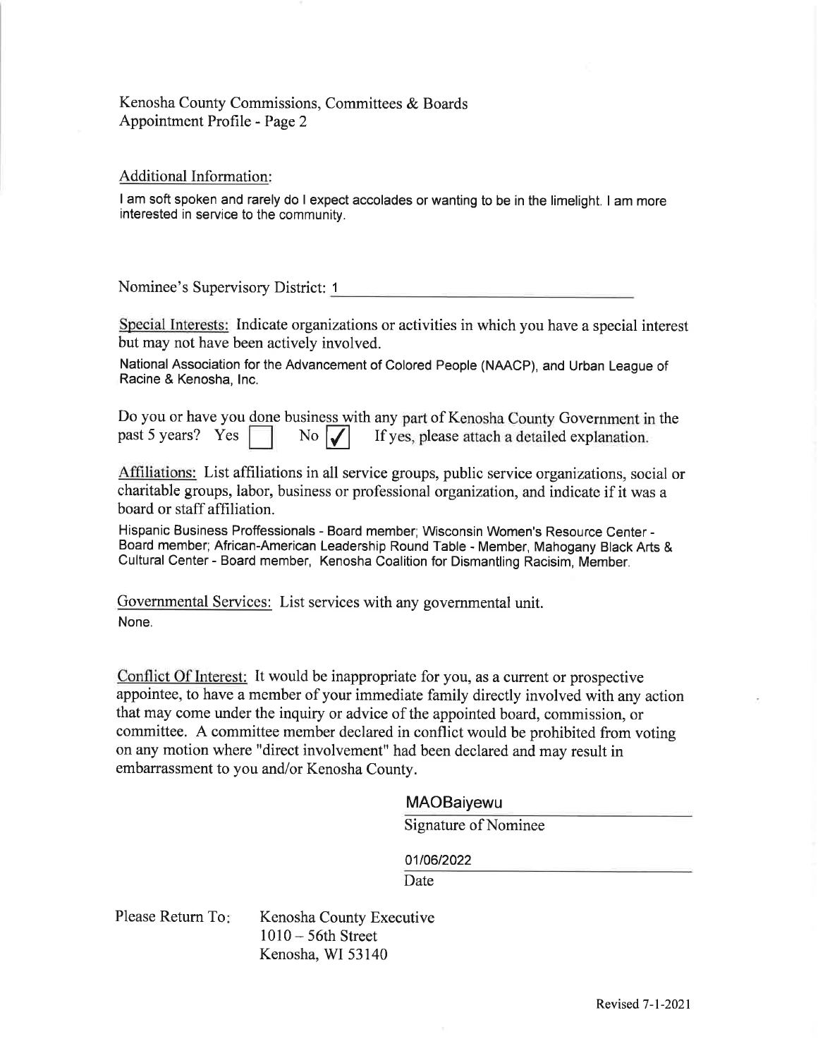Kenosha County Commissions, Committees & Boards
Appointment Profile - Page 2

Additional Information:

I am soft spoken and rarely do I expect accolades or wanting to be in the limelight. I am more interested in service to the community.

Nominee's Supervisory District: 1

Special Interests: Indicate organizations or activities in which you have a special interest but may not have been actively involved.

National Association for the Advancement of Colored People (NAACP), and Urban League of Racine & Kenosha, Inc.

Do you or have you done business with any part of Kenosha County Government in the past 5 years? Yes ☐ No ☑ If yes, please attach a detailed explanation.

Affiliations: List affiliations in all service groups, public service organizations, social or charitable groups, labor, business or professional organization, and indicate if it was a board or staff affiliation.

Hispanic Business Proffessionals - Board member; Wisconsin Women's Resource Center - Board member; African-American Leadership Round Table - Member, Mahogany Black Arts & Cultural Center - Board member, Kenosha Coalition for Dismantling Racisim, Member.

Governmental Services: List services with any governmental unit.

None.

Conflict Of Interest: It would be inappropriate for you, as a current or prospective appointee, to have a member of your immediate family directly involved with any action that may come under the inquiry or advice of the appointed board, commission, or committee. A committee member declared in conflict would be prohibited from voting on any motion where "direct involvement" had been declared and may result in embarrassment to you and/or Kenosha County.

MAOBaiyewu
Signature of Nominee

01/06/2022
Date

Please Return To: Kenosha County Executive
1010 – 56th Street
Kenosha, WI 53140

Revised 7-1-2021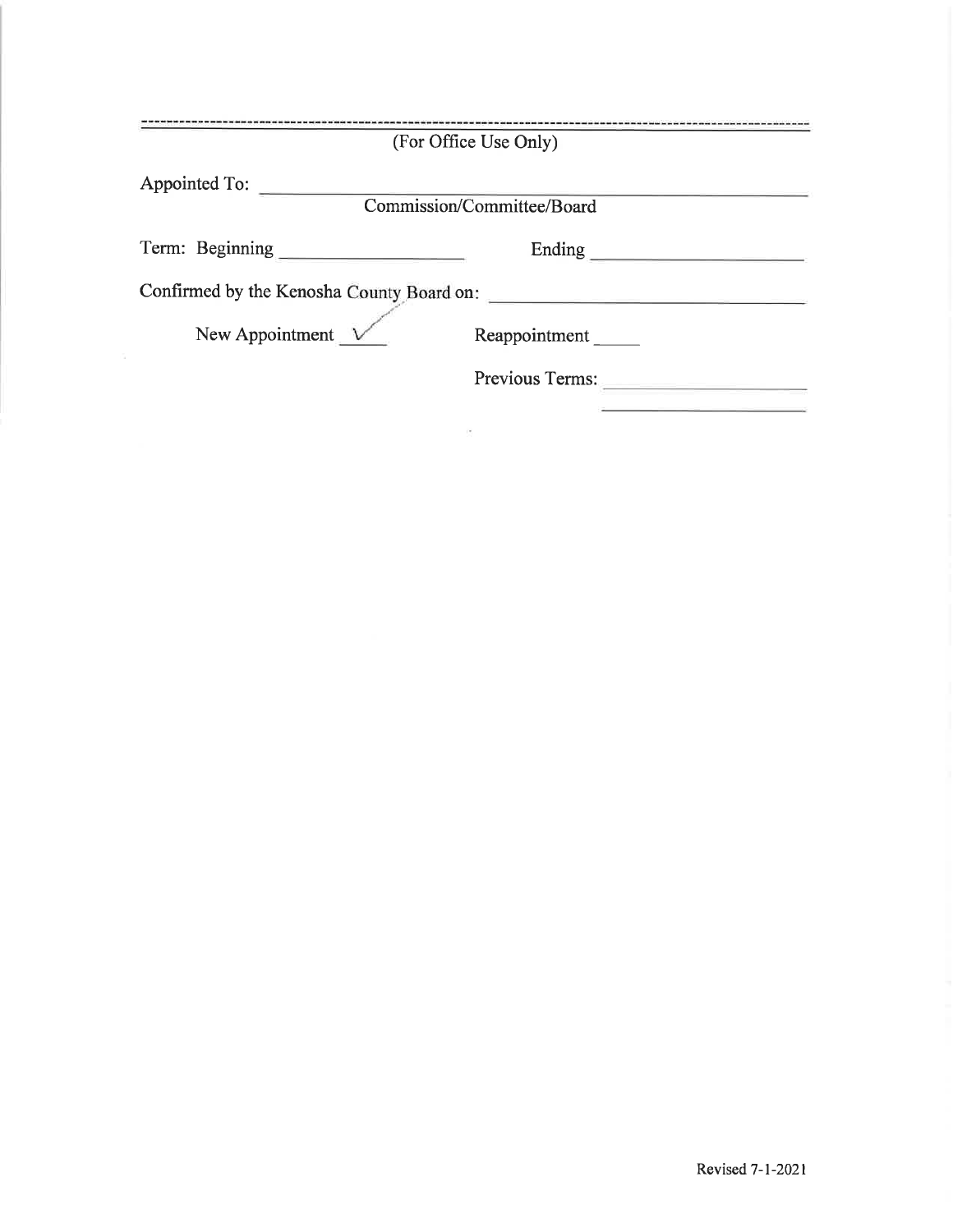---

(For Office Use Only)

Appointed To: ______________________________________________

Commission/Committee/Board

Term: Beginning ____________________ Ending ______________________

Confirmed by the Kenosha County Board on: ______________________________

New Appointment ✓ Reappointment _____

Previous Terms: ______________________

______________________

Revised 7-1-2021